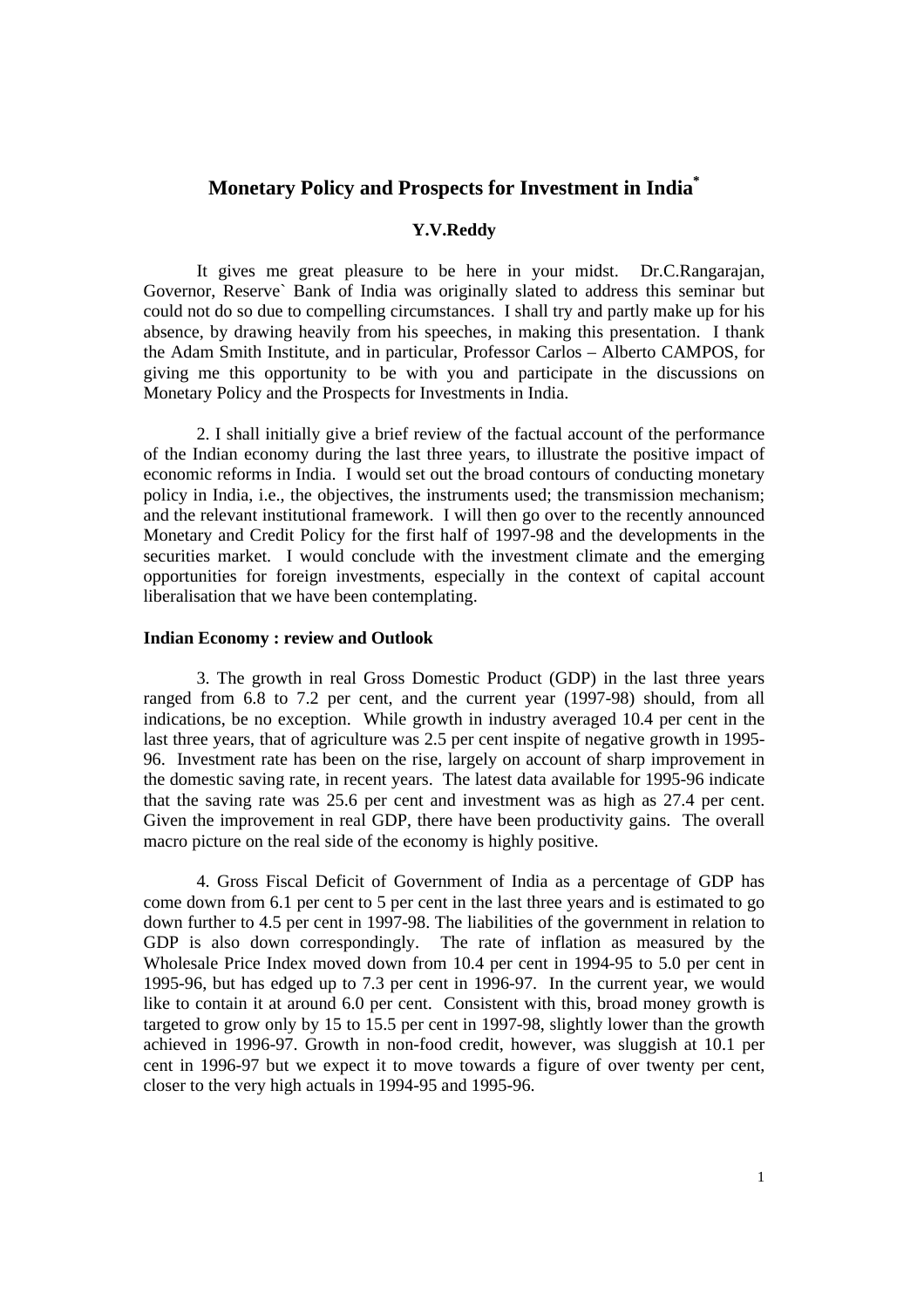# Monetary Policy and Prospects for Investment in India*

**Y.V.Reddy**

It gives me great pleasure to be here in your midst. Dr.C.Rangarajan, Governor, Reserve` Bank of India was originally slated to address this seminar but could not do so due to compelling circumstances. I shall try and partly make up for his absence, by drawing heavily from his speeches, in making this presentation. I thank the Adam Smith Institute, and in particular, Professor Carlos – Alberto CAMPOS, for giving me this opportunity to be with you and participate in the discussions on Monetary Policy and the Prospects for Investments in India.

2. I shall initially give a brief review of the factual account of the performance of the Indian economy during the last three years, to illustrate the positive impact of economic reforms in India. I would set out the broad contours of conducting monetary policy in India, i.e., the objectives, the instruments used; the transmission mechanism; and the relevant institutional framework. I will then go over to the recently announced Monetary and Credit Policy for the first half of 1997-98 and the developments in the securities market. I would conclude with the investment climate and the emerging opportunities for foreign investments, especially in the context of capital account liberalisation that we have been contemplating.

**Indian Economy : review and Outlook**

3. The growth in real Gross Domestic Product (GDP) in the last three years ranged from 6.8 to 7.2 per cent, and the current year (1997-98) should, from all indications, be no exception. While growth in industry averaged 10.4 per cent in the last three years, that of agriculture was 2.5 per cent inspite of negative growth in 1995-96. Investment rate has been on the rise, largely on account of sharp improvement in the domestic saving rate, in recent years. The latest data available for 1995-96 indicate that the saving rate was 25.6 per cent and investment was as high as 27.4 per cent. Given the improvement in real GDP, there have been productivity gains. The overall macro picture on the real side of the economy is highly positive.

4. Gross Fiscal Deficit of Government of India as a percentage of GDP has come down from 6.1 per cent to 5 per cent in the last three years and is estimated to go down further to 4.5 per cent in 1997-98. The liabilities of the government in relation to GDP is also down correspondingly. The rate of inflation as measured by the Wholesale Price Index moved down from 10.4 per cent in 1994-95 to 5.0 per cent in 1995-96, but has edged up to 7.3 per cent in 1996-97. In the current year, we would like to contain it at around 6.0 per cent. Consistent with this, broad money growth is targeted to grow only by 15 to 15.5 per cent in 1997-98, slightly lower than the growth achieved in 1996-97. Growth in non-food credit, however, was sluggish at 10.1 per cent in 1996-97 but we expect it to move towards a figure of over twenty per cent, closer to the very high actuals in 1994-95 and 1995-96.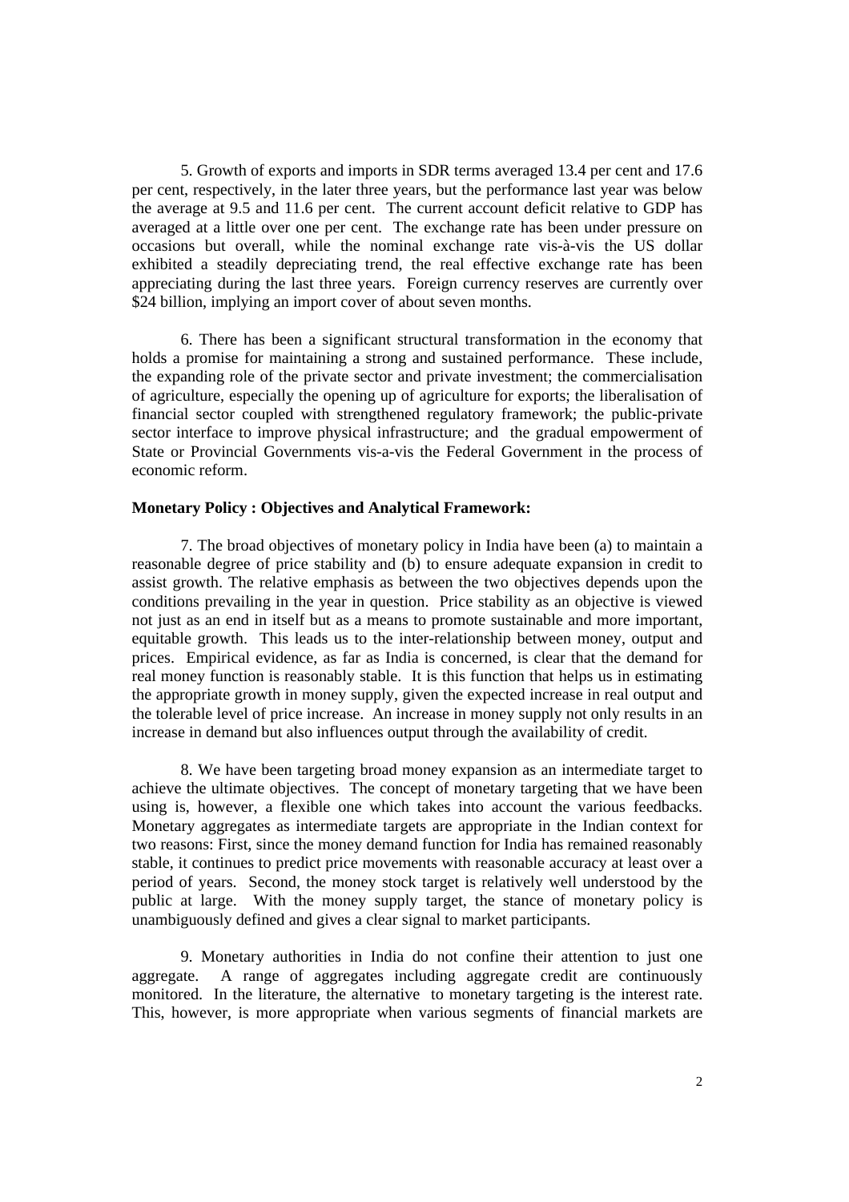5. Growth of exports and imports in SDR terms averaged 13.4 per cent and 17.6 per cent, respectively, in the later three years, but the performance last year was below the average at 9.5 and 11.6 per cent. The current account deficit relative to GDP has averaged at a little over one per cent. The exchange rate has been under pressure on occasions but overall, while the nominal exchange rate vis-à-vis the US dollar exhibited a steadily depreciating trend, the real effective exchange rate has been appreciating during the last three years. Foreign currency reserves are currently over $24 billion, implying an import cover of about seven months.

6. There has been a significant structural transformation in the economy that holds a promise for maintaining a strong and sustained performance. These include, the expanding role of the private sector and private investment; the commercialisation of agriculture, especially the opening up of agriculture for exports; the liberalisation of financial sector coupled with strengthened regulatory framework; the public-private sector interface to improve physical infrastructure; and the gradual empowerment of State or Provincial Governments vis-a-vis the Federal Government in the process of economic reform.

**Monetary Policy : Objectives and Analytical Framework:**

7. The broad objectives of monetary policy in India have been (a) to maintain a reasonable degree of price stability and (b) to ensure adequate expansion in credit to assist growth. The relative emphasis as between the two objectives depends upon the conditions prevailing in the year in question. Price stability as an objective is viewed not just as an end in itself but as a means to promote sustainable and more important, equitable growth. This leads us to the inter-relationship between money, output and prices. Empirical evidence, as far as India is concerned, is clear that the demand for real money function is reasonably stable. It is this function that helps us in estimating the appropriate growth in money supply, given the expected increase in real output and the tolerable level of price increase. An increase in money supply not only results in an increase in demand but also influences output through the availability of credit.

8. We have been targeting broad money expansion as an intermediate target to achieve the ultimate objectives. The concept of monetary targeting that we have been using is, however, a flexible one which takes into account the various feedbacks. Monetary aggregates as intermediate targets are appropriate in the Indian context for two reasons: First, since the money demand function for India has remained reasonably stable, it continues to predict price movements with reasonable accuracy at least over a period of years. Second, the money stock target is relatively well understood by the public at large. With the money supply target, the stance of monetary policy is unambiguously defined and gives a clear signal to market participants.

9. Monetary authorities in India do not confine their attention to just one aggregate. A range of aggregates including aggregate credit are continuously monitored. In the literature, the alternative to monetary targeting is the interest rate. This, however, is more appropriate when various segments of financial markets are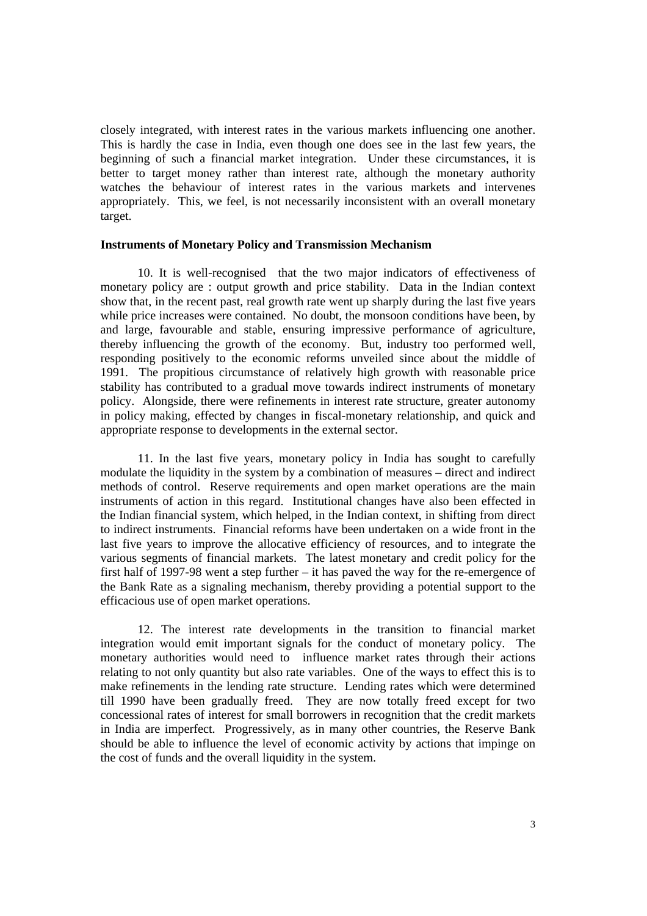closely integrated, with interest rates in the various markets influencing one another. This is hardly the case in India, even though one does see in the last few years, the beginning of such a financial market integration. Under these circumstances, it is better to target money rather than interest rate, although the monetary authority watches the behaviour of interest rates in the various markets and intervenes appropriately. This, we feel, is not necessarily inconsistent with an overall monetary target.

**Instruments of Monetary Policy and Transmission Mechanism**

10. It is well-recognised that the two major indicators of effectiveness of monetary policy are : output growth and price stability. Data in the Indian context show that, in the recent past, real growth rate went up sharply during the last five years while price increases were contained. No doubt, the monsoon conditions have been, by and large, favourable and stable, ensuring impressive performance of agriculture, thereby influencing the growth of the economy. But, industry too performed well, responding positively to the economic reforms unveiled since about the middle of 1991. The propitious circumstance of relatively high growth with reasonable price stability has contributed to a gradual move towards indirect instruments of monetary policy. Alongside, there were refinements in interest rate structure, greater autonomy in policy making, effected by changes in fiscal-monetary relationship, and quick and appropriate response to developments in the external sector.

11. In the last five years, monetary policy in India has sought to carefully modulate the liquidity in the system by a combination of measures – direct and indirect methods of control. Reserve requirements and open market operations are the main instruments of action in this regard. Institutional changes have also been effected in the Indian financial system, which helped, in the Indian context, in shifting from direct to indirect instruments. Financial reforms have been undertaken on a wide front in the last five years to improve the allocative efficiency of resources, and to integrate the various segments of financial markets. The latest monetary and credit policy for the first half of 1997-98 went a step further – it has paved the way for the re-emergence of the Bank Rate as a signaling mechanism, thereby providing a potential support to the efficacious use of open market operations.

12. The interest rate developments in the transition to financial market integration would emit important signals for the conduct of monetary policy. The monetary authorities would need to influence market rates through their actions relating to not only quantity but also rate variables. One of the ways to effect this is to make refinements in the lending rate structure. Lending rates which were determined till 1990 have been gradually freed. They are now totally freed except for two concessional rates of interest for small borrowers in recognition that the credit markets in India are imperfect. Progressively, as in many other countries, the Reserve Bank should be able to influence the level of economic activity by actions that impinge on the cost of funds and the overall liquidity in the system.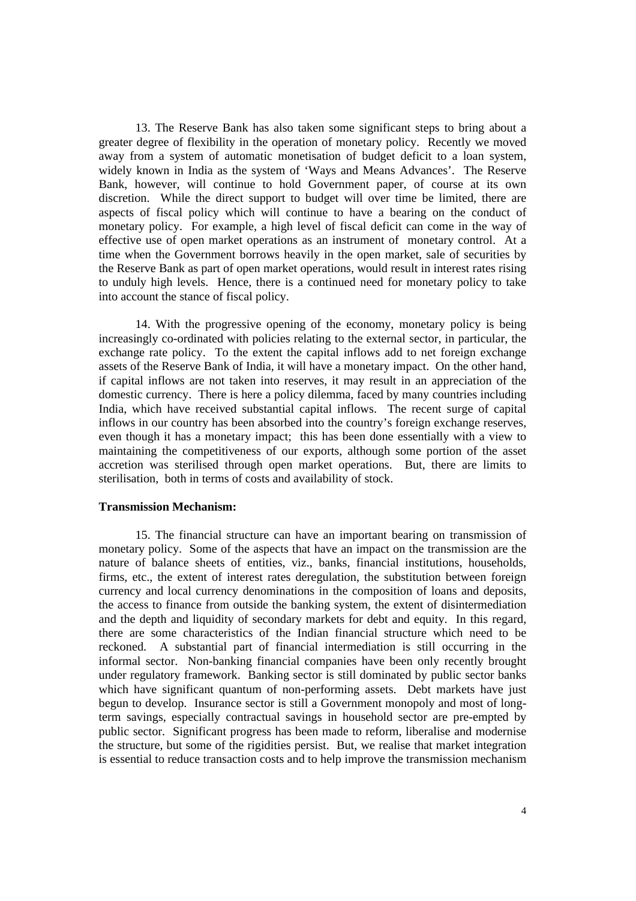13. The Reserve Bank has also taken some significant steps to bring about a greater degree of flexibility in the operation of monetary policy. Recently we moved away from a system of automatic monetisation of budget deficit to a loan system, widely known in India as the system of 'Ways and Means Advances'. The Reserve Bank, however, will continue to hold Government paper, of course at its own discretion. While the direct support to budget will over time be limited, there are aspects of fiscal policy which will continue to have a bearing on the conduct of monetary policy. For example, a high level of fiscal deficit can come in the way of effective use of open market operations as an instrument of monetary control. At a time when the Government borrows heavily in the open market, sale of securities by the Reserve Bank as part of open market operations, would result in interest rates rising to unduly high levels. Hence, there is a continued need for monetary policy to take into account the stance of fiscal policy.

14. With the progressive opening of the economy, monetary policy is being increasingly co-ordinated with policies relating to the external sector, in particular, the exchange rate policy. To the extent the capital inflows add to net foreign exchange assets of the Reserve Bank of India, it will have a monetary impact. On the other hand, if capital inflows are not taken into reserves, it may result in an appreciation of the domestic currency. There is here a policy dilemma, faced by many countries including India, which have received substantial capital inflows. The recent surge of capital inflows in our country has been absorbed into the country's foreign exchange reserves, even though it has a monetary impact; this has been done essentially with a view to maintaining the competitiveness of our exports, although some portion of the asset accretion was sterilised through open market operations. But, there are limits to sterilisation, both in terms of costs and availability of stock.

**Transmission Mechanism:**

15. The financial structure can have an important bearing on transmission of monetary policy. Some of the aspects that have an impact on the transmission are the nature of balance sheets of entities, viz., banks, financial institutions, households, firms, etc., the extent of interest rates deregulation, the substitution between foreign currency and local currency denominations in the composition of loans and deposits, the access to finance from outside the banking system, the extent of disintermediation and the depth and liquidity of secondary markets for debt and equity. In this regard, there are some characteristics of the Indian financial structure which need to be reckoned. A substantial part of financial intermediation is still occurring in the informal sector. Non-banking financial companies have been only recently brought under regulatory framework. Banking sector is still dominated by public sector banks which have significant quantum of non-performing assets. Debt markets have just begun to develop. Insurance sector is still a Government monopoly and most of long-term savings, especially contractual savings in household sector are pre-empted by public sector. Significant progress has been made to reform, liberalise and modernise the structure, but some of the rigidities persist. But, we realise that market integration is essential to reduce transaction costs and to help improve the transmission mechanism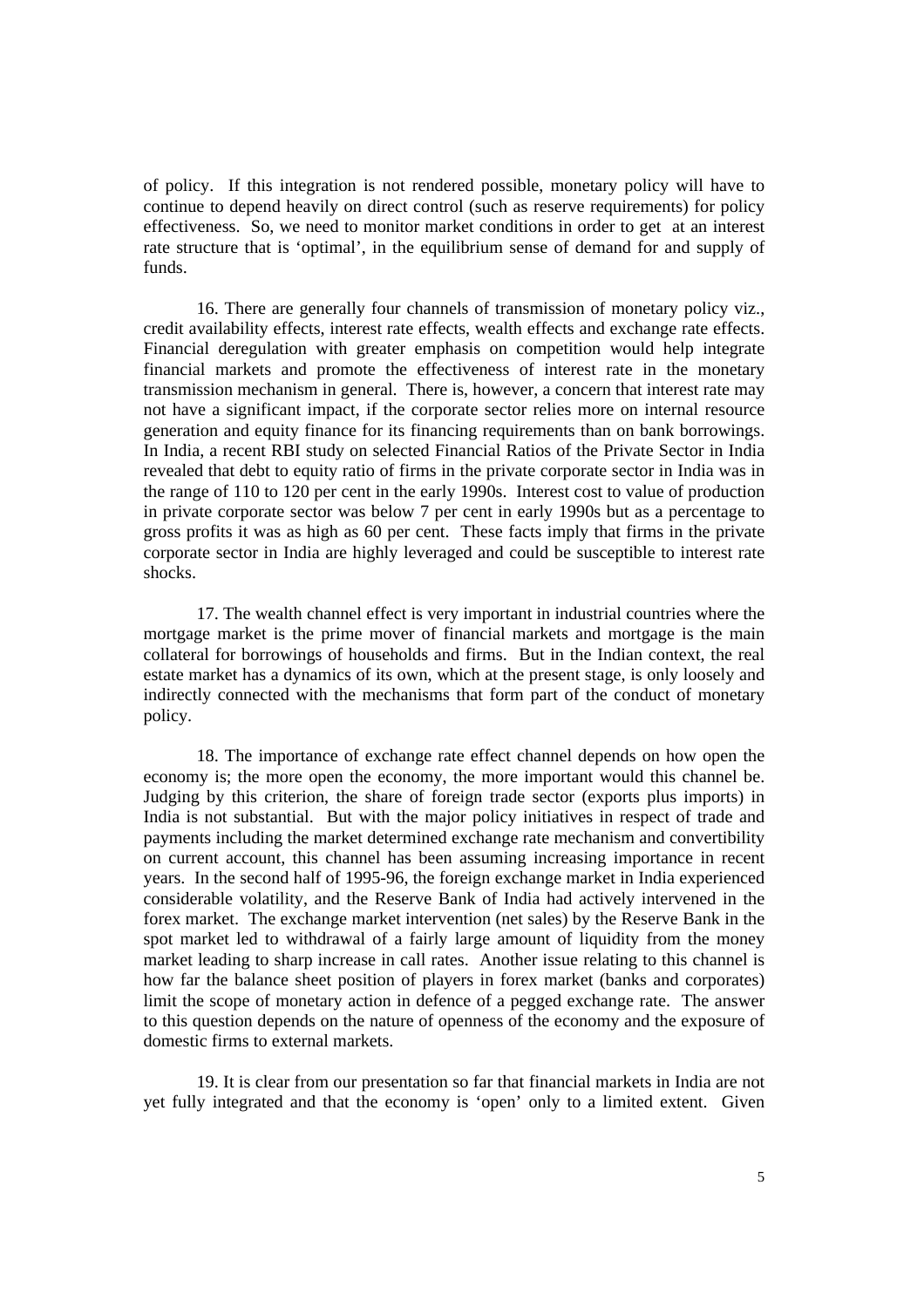of policy. If this integration is not rendered possible, monetary policy will have to continue to depend heavily on direct control (such as reserve requirements) for policy effectiveness. So, we need to monitor market conditions in order to get at an interest rate structure that is 'optimal', in the equilibrium sense of demand for and supply of funds.

16. There are generally four channels of transmission of monetary policy viz., credit availability effects, interest rate effects, wealth effects and exchange rate effects. Financial deregulation with greater emphasis on competition would help integrate financial markets and promote the effectiveness of interest rate in the monetary transmission mechanism in general. There is, however, a concern that interest rate may not have a significant impact, if the corporate sector relies more on internal resource generation and equity finance for its financing requirements than on bank borrowings. In India, a recent RBI study on selected Financial Ratios of the Private Sector in India revealed that debt to equity ratio of firms in the private corporate sector in India was in the range of 110 to 120 per cent in the early 1990s. Interest cost to value of production in private corporate sector was below 7 per cent in early 1990s but as a percentage to gross profits it was as high as 60 per cent. These facts imply that firms in the private corporate sector in India are highly leveraged and could be susceptible to interest rate shocks.

17. The wealth channel effect is very important in industrial countries where the mortgage market is the prime mover of financial markets and mortgage is the main collateral for borrowings of households and firms. But in the Indian context, the real estate market has a dynamics of its own, which at the present stage, is only loosely and indirectly connected with the mechanisms that form part of the conduct of monetary policy.

18. The importance of exchange rate effect channel depends on how open the economy is; the more open the economy, the more important would this channel be. Judging by this criterion, the share of foreign trade sector (exports plus imports) in India is not substantial. But with the major policy initiatives in respect of trade and payments including the market determined exchange rate mechanism and convertibility on current account, this channel has been assuming increasing importance in recent years. In the second half of 1995-96, the foreign exchange market in India experienced considerable volatility, and the Reserve Bank of India had actively intervened in the forex market. The exchange market intervention (net sales) by the Reserve Bank in the spot market led to withdrawal of a fairly large amount of liquidity from the money market leading to sharp increase in call rates. Another issue relating to this channel is how far the balance sheet position of players in forex market (banks and corporates) limit the scope of monetary action in defence of a pegged exchange rate. The answer to this question depends on the nature of openness of the economy and the exposure of domestic firms to external markets.

19. It is clear from our presentation so far that financial markets in India are not yet fully integrated and that the economy is 'open' only to a limited extent. Given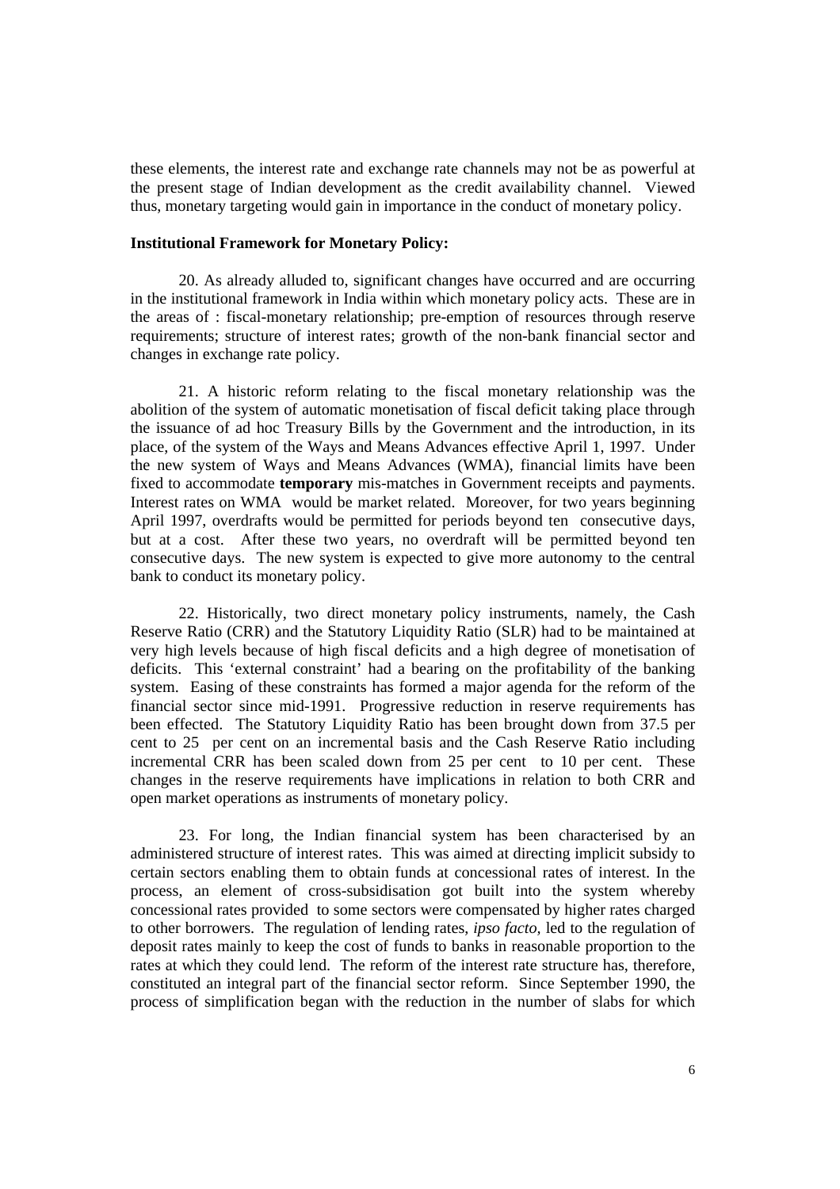these elements, the interest rate and exchange rate channels may not be as powerful at the present stage of Indian development as the credit availability channel. Viewed thus, monetary targeting would gain in importance in the conduct of monetary policy.

**Institutional Framework for Monetary Policy:**

20. As already alluded to, significant changes have occurred and are occurring in the institutional framework in India within which monetary policy acts. These are in the areas of : fiscal-monetary relationship; pre-emption of resources through reserve requirements; structure of interest rates; growth of the non-bank financial sector and changes in exchange rate policy.

21. A historic reform relating to the fiscal monetary relationship was the abolition of the system of automatic monetisation of fiscal deficit taking place through the issuance of ad hoc Treasury Bills by the Government and the introduction, in its place, of the system of the Ways and Means Advances effective April 1, 1997. Under the new system of Ways and Means Advances (WMA), financial limits have been fixed to accommodate **temporary** mis-matches in Government receipts and payments. Interest rates on WMA would be market related. Moreover, for two years beginning April 1997, overdrafts would be permitted for periods beyond ten consecutive days, but at a cost. After these two years, no overdraft will be permitted beyond ten consecutive days. The new system is expected to give more autonomy to the central bank to conduct its monetary policy.

22. Historically, two direct monetary policy instruments, namely, the Cash Reserve Ratio (CRR) and the Statutory Liquidity Ratio (SLR) had to be maintained at very high levels because of high fiscal deficits and a high degree of monetisation of deficits. This 'external constraint' had a bearing on the profitability of the banking system. Easing of these constraints has formed a major agenda for the reform of the financial sector since mid-1991. Progressive reduction in reserve requirements has been effected. The Statutory Liquidity Ratio has been brought down from 37.5 per cent to 25 per cent on an incremental basis and the Cash Reserve Ratio including incremental CRR has been scaled down from 25 per cent to 10 per cent. These changes in the reserve requirements have implications in relation to both CRR and open market operations as instruments of monetary policy.

23. For long, the Indian financial system has been characterised by an administered structure of interest rates. This was aimed at directing implicit subsidy to certain sectors enabling them to obtain funds at concessional rates of interest. In the process, an element of cross-subsidisation got built into the system whereby concessional rates provided to some sectors were compensated by higher rates charged to other borrowers. The regulation of lending rates, *ipso facto,* led to the regulation of deposit rates mainly to keep the cost of funds to banks in reasonable proportion to the rates at which they could lend. The reform of the interest rate structure has, therefore, constituted an integral part of the financial sector reform. Since September 1990, the process of simplification began with the reduction in the number of slabs for which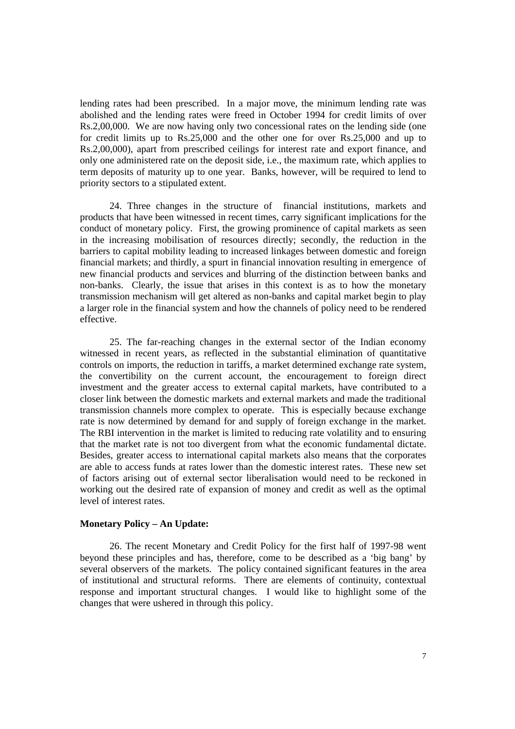lending rates had been prescribed. In a major move, the minimum lending rate was abolished and the lending rates were freed in October 1994 for credit limits of over Rs.2,00,000. We are now having only two concessional rates on the lending side (one for credit limits up to Rs.25,000 and the other one for over Rs.25,000 and up to Rs.2,00,000), apart from prescribed ceilings for interest rate and export finance, and only one administered rate on the deposit side, i.e., the maximum rate, which applies to term deposits of maturity up to one year. Banks, however, will be required to lend to priority sectors to a stipulated extent.

24. Three changes in the structure of financial institutions, markets and products that have been witnessed in recent times, carry significant implications for the conduct of monetary policy. First, the growing prominence of capital markets as seen in the increasing mobilisation of resources directly; secondly, the reduction in the barriers to capital mobility leading to increased linkages between domestic and foreign financial markets; and thirdly, a spurt in financial innovation resulting in emergence of new financial products and services and blurring of the distinction between banks and non-banks. Clearly, the issue that arises in this context is as to how the monetary transmission mechanism will get altered as non-banks and capital market begin to play a larger role in the financial system and how the channels of policy need to be rendered effective.

25. The far-reaching changes in the external sector of the Indian economy witnessed in recent years, as reflected in the substantial elimination of quantitative controls on imports, the reduction in tariffs, a market determined exchange rate system, the convertibility on the current account, the encouragement to foreign direct investment and the greater access to external capital markets, have contributed to a closer link between the domestic markets and external markets and made the traditional transmission channels more complex to operate. This is especially because exchange rate is now determined by demand for and supply of foreign exchange in the market. The RBI intervention in the market is limited to reducing rate volatility and to ensuring that the market rate is not too divergent from what the economic fundamental dictate. Besides, greater access to international capital markets also means that the corporates are able to access funds at rates lower than the domestic interest rates. These new set of factors arising out of external sector liberalisation would need to be reckoned in working out the desired rate of expansion of money and credit as well as the optimal level of interest rates.

**Monetary Policy – An Update:**

26. The recent Monetary and Credit Policy for the first half of 1997-98 went beyond these principles and has, therefore, come to be described as a 'big bang' by several observers of the markets. The policy contained significant features in the area of institutional and structural reforms. There are elements of continuity, contextual response and important structural changes. I would like to highlight some of the changes that were ushered in through this policy.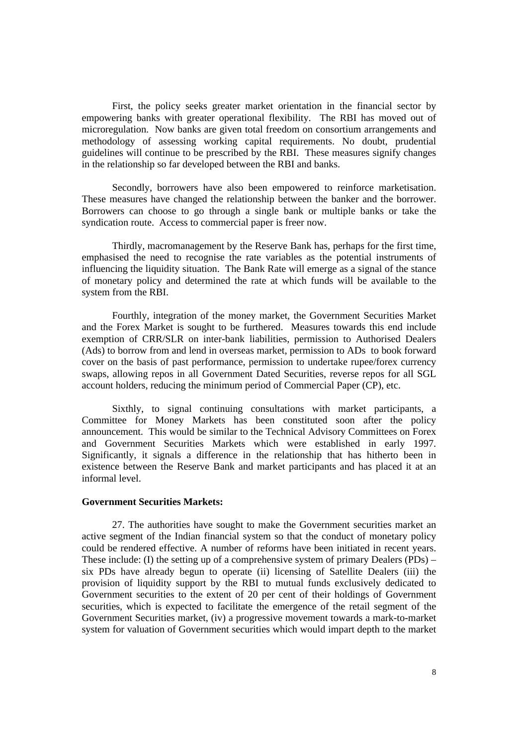First, the policy seeks greater market orientation in the financial sector by empowering banks with greater operational flexibility. The RBI has moved out of microregulation. Now banks are given total freedom on consortium arrangements and methodology of assessing working capital requirements. No doubt, prudential guidelines will continue to be prescribed by the RBI. These measures signify changes in the relationship so far developed between the RBI and banks.

Secondly, borrowers have also been empowered to reinforce marketisation. These measures have changed the relationship between the banker and the borrower. Borrowers can choose to go through a single bank or multiple banks or take the syndication route. Access to commercial paper is freer now.

Thirdly, macromanagement by the Reserve Bank has, perhaps for the first time, emphasised the need to recognise the rate variables as the potential instruments of influencing the liquidity situation. The Bank Rate will emerge as a signal of the stance of monetary policy and determined the rate at which funds will be available to the system from the RBI.

Fourthly, integration of the money market, the Government Securities Market and the Forex Market is sought to be furthered. Measures towards this end include exemption of CRR/SLR on inter-bank liabilities, permission to Authorised Dealers (Ads) to borrow from and lend in overseas market, permission to ADs to book forward cover on the basis of past performance, permission to undertake rupee/forex currency swaps, allowing repos in all Government Dated Securities, reverse repos for all SGL account holders, reducing the minimum period of Commercial Paper (CP), etc.

Sixthly, to signal continuing consultations with market participants, a Committee for Money Markets has been constituted soon after the policy announcement. This would be similar to the Technical Advisory Committees on Forex and Government Securities Markets which were established in early 1997. Significantly, it signals a difference in the relationship that has hitherto been in existence between the Reserve Bank and market participants and has placed it at an informal level.

**Government Securities Markets:**

27. The authorities have sought to make the Government securities market an active segment of the Indian financial system so that the conduct of monetary policy could be rendered effective. A number of reforms have been initiated in recent years. These include: (I) the setting up of a comprehensive system of primary Dealers (PDs) – six PDs have already begun to operate (ii) licensing of Satellite Dealers (iii) the provision of liquidity support by the RBI to mutual funds exclusively dedicated to Government securities to the extent of 20 per cent of their holdings of Government securities, which is expected to facilitate the emergence of the retail segment of the Government Securities market, (iv) a progressive movement towards a mark-to-market system for valuation of Government securities which would impart depth to the market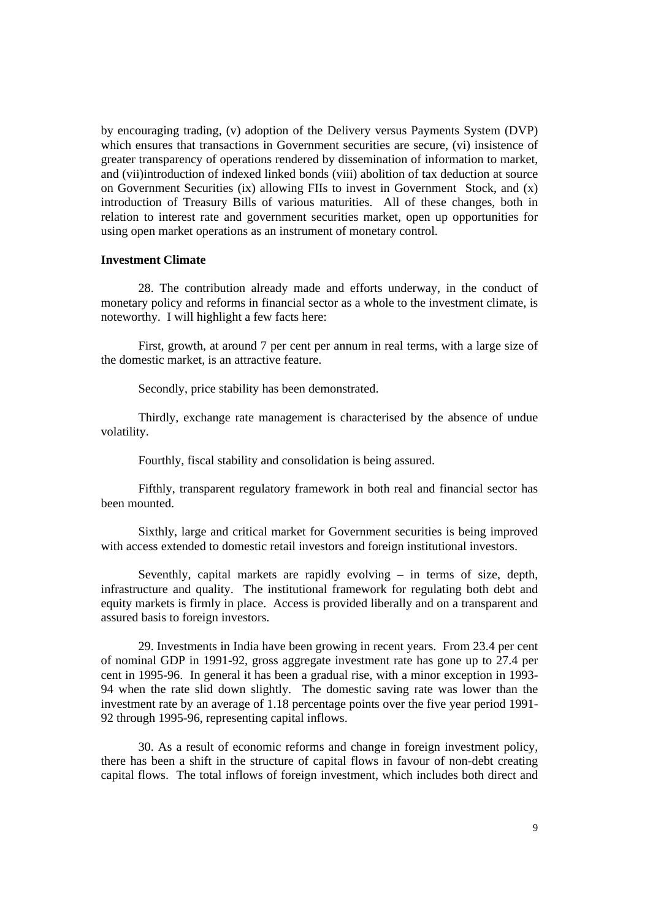by encouraging trading, (v) adoption of the Delivery versus Payments System (DVP) which ensures that transactions in Government securities are secure, (vi) insistence of greater transparency of operations rendered by dissemination of information to market, and (vii)introduction of indexed linked bonds (viii) abolition of tax deduction at source on Government Securities (ix) allowing FIIs to invest in Government Stock, and (x) introduction of Treasury Bills of various maturities. All of these changes, both in relation to interest rate and government securities market, open up opportunities for using open market operations as an instrument of monetary control.

**Investment Climate**

28. The contribution already made and efforts underway, in the conduct of monetary policy and reforms in financial sector as a whole to the investment climate, is noteworthy. I will highlight a few facts here:

First, growth, at around 7 per cent per annum in real terms, with a large size of the domestic market, is an attractive feature.

Secondly, price stability has been demonstrated.

Thirdly, exchange rate management is characterised by the absence of undue volatility.

Fourthly, fiscal stability and consolidation is being assured.

Fifthly, transparent regulatory framework in both real and financial sector has been mounted.

Sixthly, large and critical market for Government securities is being improved with access extended to domestic retail investors and foreign institutional investors.

Seventhly, capital markets are rapidly evolving – in terms of size, depth, infrastructure and quality. The institutional framework for regulating both debt and equity markets is firmly in place. Access is provided liberally and on a transparent and assured basis to foreign investors.

29. Investments in India have been growing in recent years. From 23.4 per cent of nominal GDP in 1991-92, gross aggregate investment rate has gone up to 27.4 per cent in 1995-96. In general it has been a gradual rise, with a minor exception in 1993-94 when the rate slid down slightly. The domestic saving rate was lower than the investment rate by an average of 1.18 percentage points over the five year period 1991-92 through 1995-96, representing capital inflows.

30. As a result of economic reforms and change in foreign investment policy, there has been a shift in the structure of capital flows in favour of non-debt creating capital flows. The total inflows of foreign investment, which includes both direct and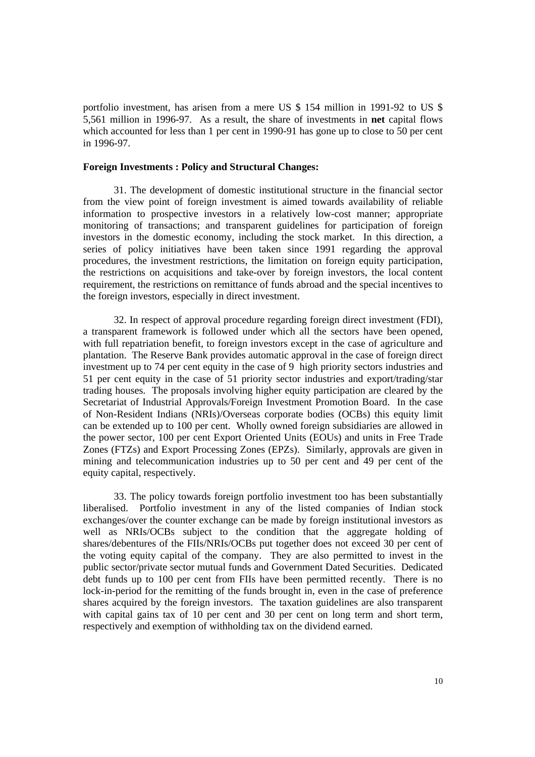portfolio investment, has arisen from a mere US $ 154 million in 1991-92 to US $ 5,561 million in 1996-97. As a result, the share of investments in **net** capital flows which accounted for less than 1 per cent in 1990-91 has gone up to close to 50 per cent in 1996-97.

**Foreign Investments : Policy and Structural Changes:**

31. The development of domestic institutional structure in the financial sector from the view point of foreign investment is aimed towards availability of reliable information to prospective investors in a relatively low-cost manner; appropriate monitoring of transactions; and transparent guidelines for participation of foreign investors in the domestic economy, including the stock market. In this direction, a series of policy initiatives have been taken since 1991 regarding the approval procedures, the investment restrictions, the limitation on foreign equity participation, the restrictions on acquisitions and take-over by foreign investors, the local content requirement, the restrictions on remittance of funds abroad and the special incentives to the foreign investors, especially in direct investment.

32. In respect of approval procedure regarding foreign direct investment (FDI), a transparent framework is followed under which all the sectors have been opened, with full repatriation benefit, to foreign investors except in the case of agriculture and plantation. The Reserve Bank provides automatic approval in the case of foreign direct investment up to 74 per cent equity in the case of 9 high priority sectors industries and 51 per cent equity in the case of 51 priority sector industries and export/trading/star trading houses. The proposals involving higher equity participation are cleared by the Secretariat of Industrial Approvals/Foreign Investment Promotion Board. In the case of Non-Resident Indians (NRIs)/Overseas corporate bodies (OCBs) this equity limit can be extended up to 100 per cent. Wholly owned foreign subsidiaries are allowed in the power sector, 100 per cent Export Oriented Units (EOUs) and units in Free Trade Zones (FTZs) and Export Processing Zones (EPZs). Similarly, approvals are given in mining and telecommunication industries up to 50 per cent and 49 per cent of the equity capital, respectively.

33. The policy towards foreign portfolio investment too has been substantially liberalised. Portfolio investment in any of the listed companies of Indian stock exchanges/over the counter exchange can be made by foreign institutional investors as well as NRIs/OCBs subject to the condition that the aggregate holding of shares/debentures of the FIIs/NRIs/OCBs put together does not exceed 30 per cent of the voting equity capital of the company. They are also permitted to invest in the public sector/private sector mutual funds and Government Dated Securities. Dedicated debt funds up to 100 per cent from FIIs have been permitted recently. There is no lock-in-period for the remitting of the funds brought in, even in the case of preference shares acquired by the foreign investors. The taxation guidelines are also transparent with capital gains tax of 10 per cent and 30 per cent on long term and short term, respectively and exemption of withholding tax on the dividend earned.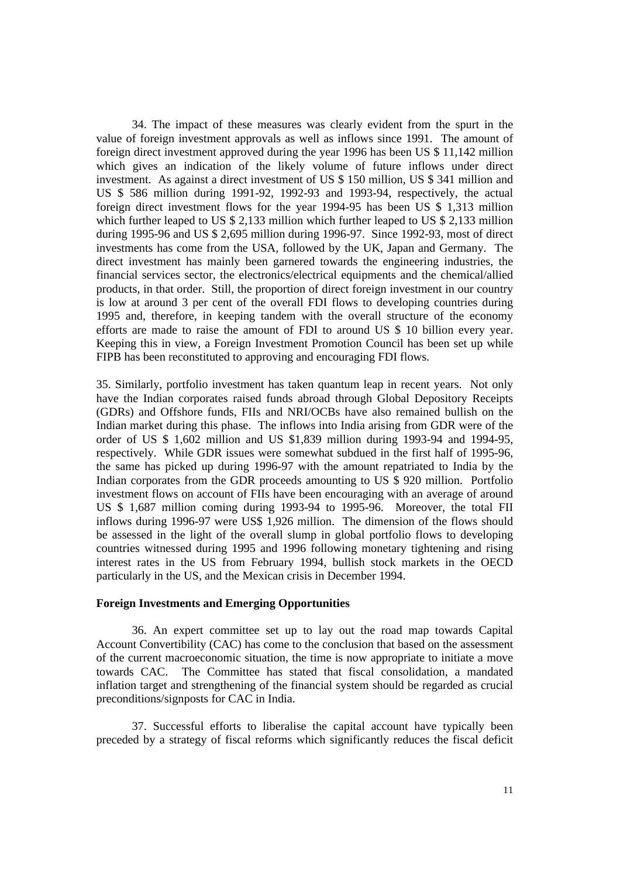34. The impact of these measures was clearly evident from the spurt in the value of foreign investment approvals as well as inflows since 1991. The amount of foreign direct investment approved during the year 1996 has been US $ 11,142 million which gives an indication of the likely volume of future inflows under direct investment. As against a direct investment of US $ 150 million, US $ 341 million and US $ 586 million during 1991-92, 1992-93 and 1993-94, respectively, the actual foreign direct investment flows for the year 1994-95 has been US $ 1,313 million which further leaped to US $ 2,133 million which further leaped to US $ 2,133 million during 1995-96 and US $ 2,695 million during 1996-97. Since 1992-93, most of direct investments has come from the USA, followed by the UK, Japan and Germany. The direct investment has mainly been garnered towards the engineering industries, the financial services sector, the electronics/electrical equipments and the chemical/allied products, in that order. Still, the proportion of direct foreign investment in our country is low at around 3 per cent of the overall FDI flows to developing countries during 1995 and, therefore, in keeping tandem with the overall structure of the economy efforts are made to raise the amount of FDI to around US $ 10 billion every year. Keeping this in view, a Foreign Investment Promotion Council has been set up while FIPB has been reconstituted to approving and encouraging FDI flows.

35. Similarly, portfolio investment has taken quantum leap in recent years. Not only have the Indian corporates raised funds abroad through Global Depository Receipts (GDRs) and Offshore funds, FIIs and NRI/OCBs have also remained bullish on the Indian market during this phase. The inflows into India arising from GDR were of the order of US $ 1,602 million and US $1,839 million during 1993-94 and 1994-95, respectively. While GDR issues were somewhat subdued in the first half of 1995-96, the same has picked up during 1996-97 with the amount repatriated to India by the Indian corporates from the GDR proceeds amounting to US $ 920 million. Portfolio investment flows on account of FIIs have been encouraging with an average of around US $ 1,687 million coming during 1993-94 to 1995-96. Moreover, the total FII inflows during 1996-97 were US$ 1,926 million. The dimension of the flows should be assessed in the light of the overall slump in global portfolio flows to developing countries witnessed during 1995 and 1996 following monetary tightening and rising interest rates in the US from February 1994, bullish stock markets in the OECD particularly in the US, and the Mexican crisis in December 1994.

**Foreign Investments and Emerging Opportunities**

36. An expert committee set up to lay out the road map towards Capital Account Convertibility (CAC) has come to the conclusion that based on the assessment of the current macroeconomic situation, the time is now appropriate to initiate a move towards CAC. The Committee has stated that fiscal consolidation, a mandated inflation target and strengthening of the financial system should be regarded as crucial preconditions/signposts for CAC in India.

37. Successful efforts to liberalise the capital account have typically been preceded by a strategy of fiscal reforms which significantly reduces the fiscal deficit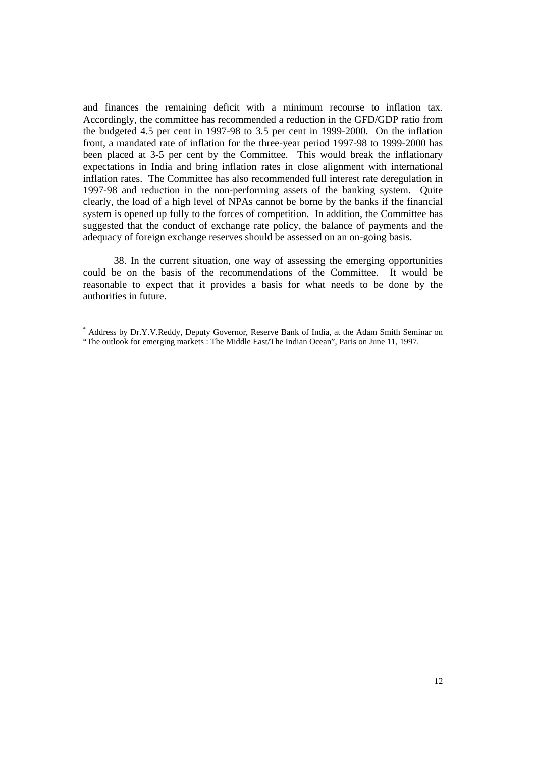and finances the remaining deficit with a minimum recourse to inflation tax. Accordingly, the committee has recommended a reduction in the GFD/GDP ratio from the budgeted 4.5 per cent in 1997-98 to 3.5 per cent in 1999-2000. On the inflation front, a mandated rate of inflation for the three-year period 1997-98 to 1999-2000 has been placed at 3-5 per cent by the Committee. This would break the inflationary expectations in India and bring inflation rates in close alignment with international inflation rates. The Committee has also recommended full interest rate deregulation in 1997-98 and reduction in the non-performing assets of the banking system. Quite clearly, the load of a high level of NPAs cannot be borne by the banks if the financial system is opened up fully to the forces of competition. In addition, the Committee has suggested that the conduct of exchange rate policy, the balance of payments and the adequacy of foreign exchange reserves should be assessed on an on-going basis.

38. In the current situation, one way of assessing the emerging opportunities could be on the basis of the recommendations of the Committee. It would be reasonable to expect that it provides a basis for what needs to be done by the authorities in future.

---

* Address by Dr.Y.V.Reddy, Deputy Governor, Reserve Bank of India, at the Adam Smith Seminar on "The outlook for emerging markets : The Middle East/The Indian Ocean", Paris on June 11, 1997.